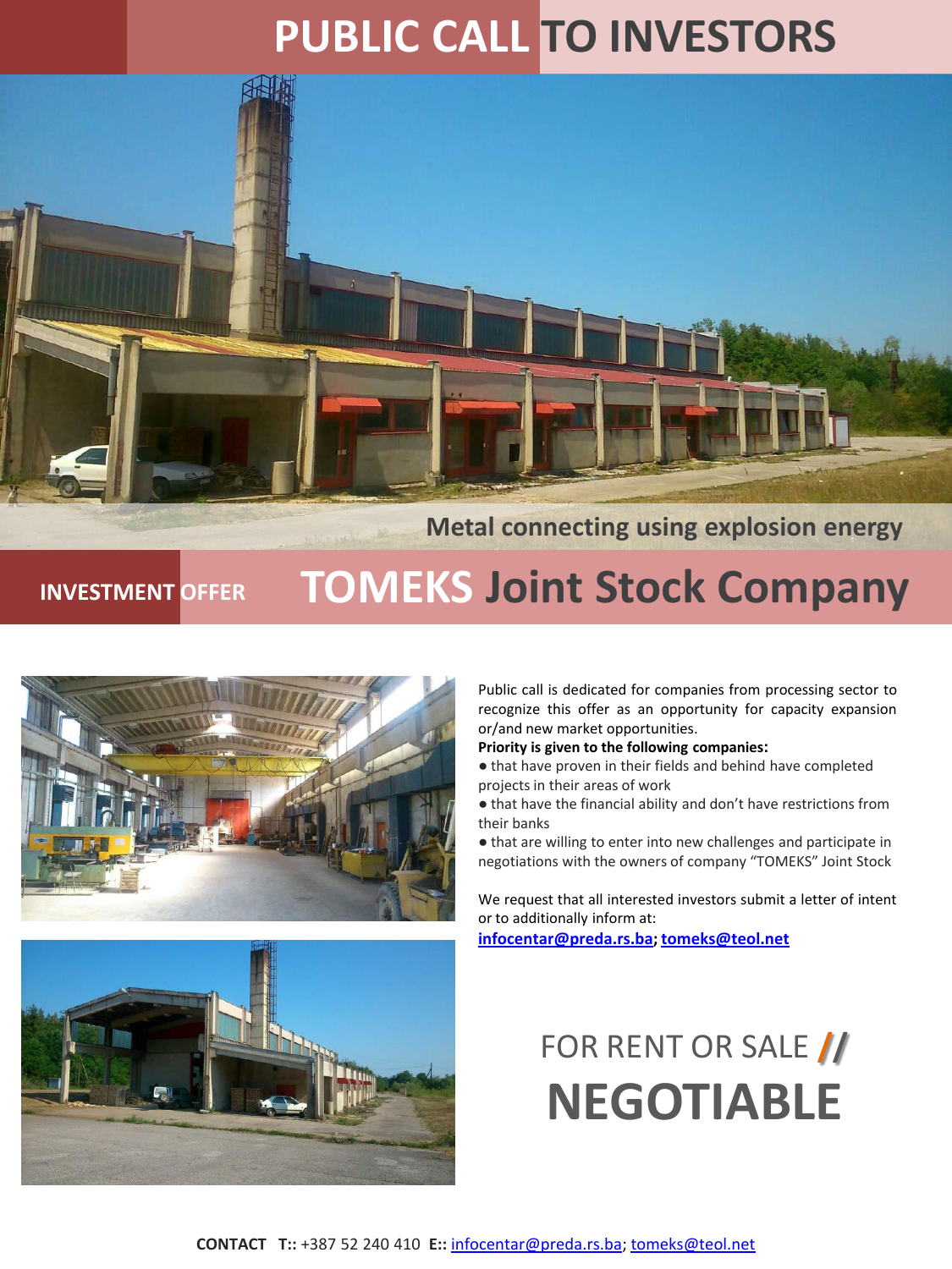# PUBLIC CALL TO INVESTORS

Metal connecting using explosion energy

**INVESTMENT OFFER**

## TOMEKS Joint Stock Company

Public call is dedicated for companies from processing sector to recognize this offer as an opportunity for capacity expansion or/and new market opportunities.

**Priority is given to the following companies:**

- that have proven in their fields and behind have completed projects in their areas of work
- that have the financial ability and don't have restrictions from their banks
- that are willing to enter into new challenges and participate in negotiations with the owners of company "TOMEKS" Joint Stock

We request that all interested investors submit a letter of intent or to additionally inform at:
**infocentar@preda.rs.ba; tomeks@teol.net**

FOR RENT OR SALE //
**NEGOTIABLE**

**CONTACT T::** +387 52 240 410 **E::** infocentar@preda.rs.ba; tomeks@teol.net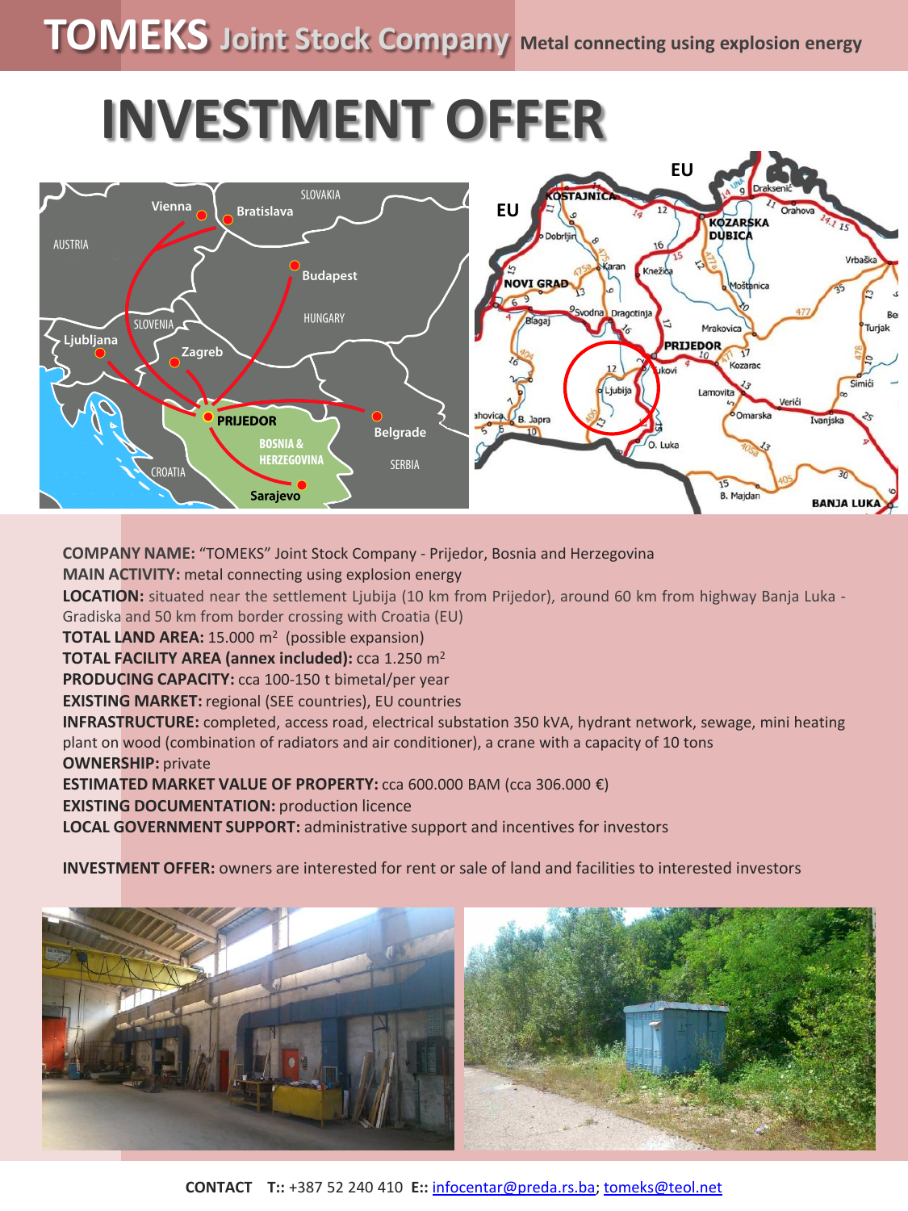**TOMEKS** Joint Stock Company Metal connecting using explosion energy

# INVESTMENT OFFER

**COMPANY NAME:** "TOMEKS" Joint Stock Company - Prijedor, Bosnia and Herzegovina

**MAIN ACTIVITY:** metal connecting using explosion energy

**LOCATION:** situated near the settlement Ljubija (10 km from Prijedor), around 60 km from highway Banja Luka - Gradiska and 50 km from border crossing with Croatia (EU)

**TOTAL LAND AREA:** 15.000 $m^2$ (possible expansion)

**TOTAL FACILITY AREA (annex included):** cca 1.250 $m^2$

**PRODUCING CAPACITY:** cca 100-150 t bimetal/per year

**EXISTING MARKET:** regional (SEE countries), EU countries

**INFRASTRUCTURE:** completed, access road, electrical substation 350 kVA, hydrant network, sewage, mini heating plant on wood (combination of radiators and air conditioner), a crane with a capacity of 10 tons

**OWNERSHIP:** private

**ESTIMATED MARKET VALUE OF PROPERTY:** cca 600.000 BAM (cca 306.000 €)

**EXISTING DOCUMENTATION:** production licence

**LOCAL GOVERNMENT SUPPORT:** administrative support and incentives for investors

**INVESTMENT OFFER:** owners are interested for rent or sale of land and facilities to interested investors

**CONTACT** **T::** +387 52 240 410 **E::** infocentar@preda.rs.ba; tomeks@teol.net